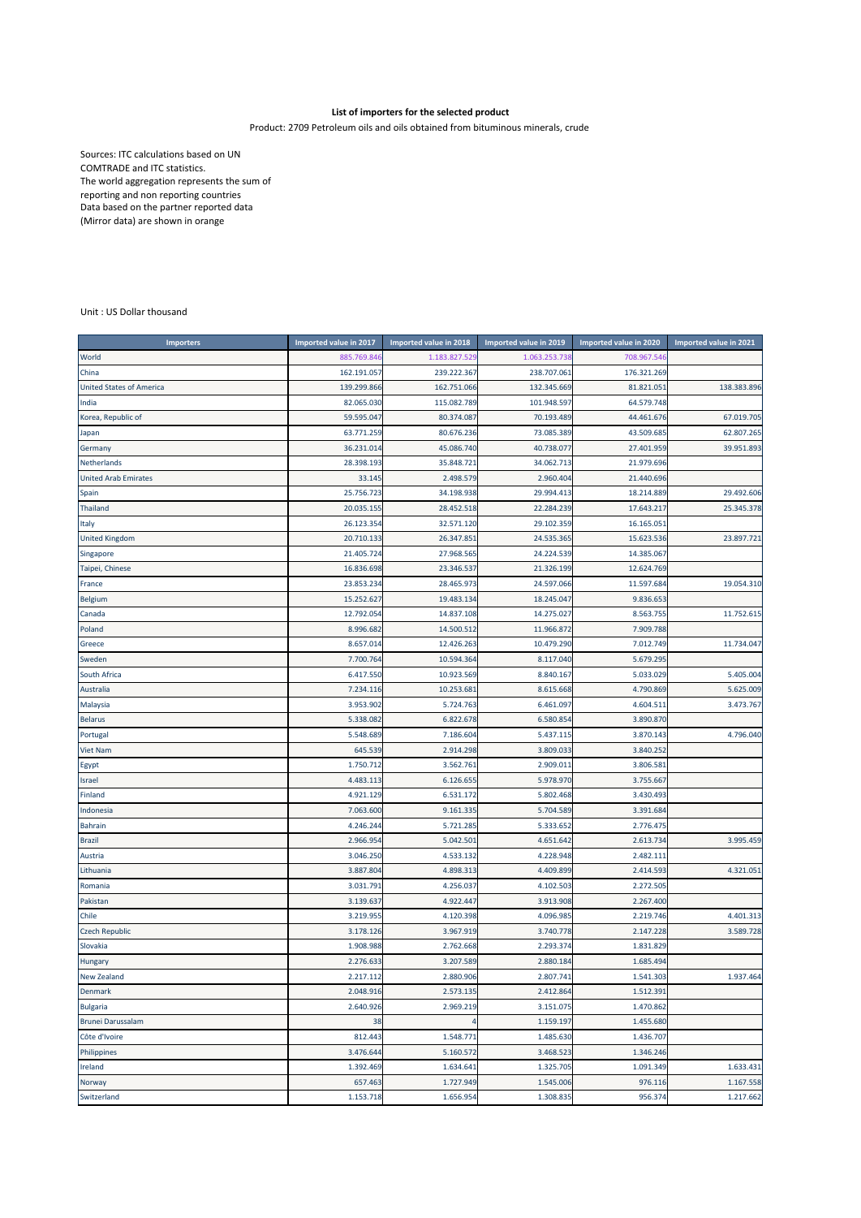**List of importers for the selected product**

Product: 2709 Petroleum oils and oils obtained from bituminous minerals, crude

Sources: ITC calculations based on UN COMTRADE and ITC statistics.
The world aggregation represents the sum of reporting and non reporting countries
Data based on the partner reported data (Mirror data) are shown in orange

Unit : US Dollar thousand

| Importers | Imported value in 2017 | Imported value in 2018 | Imported value in 2019 | Imported value in 2020 | Imported value in 2021 |
|---|---|---|---|---|---|
| World | 885.769.846 | 1.183.827.529 | 1.063.253.738 | 708.967.546 | |
| China | 162.191.057 | 239.222.367 | 238.707.061 | 176.321.269 | |
| United States of America | 139.299.866 | 162.751.066 | 132.345.669 | 81.821.051 | 138.383.896 |
| India | 82.065.030 | 115.082.789 | 101.948.597 | 64.579.748 | |
| Korea, Republic of | 59.595.047 | 80.374.087 | 70.193.489 | 44.461.676 | 67.019.705 |
| Japan | 63.771.259 | 80.676.236 | 73.085.389 | 43.509.685 | 62.807.265 |
| Germany | 36.231.014 | 45.086.740 | 40.738.077 | 27.401.959 | 39.951.893 |
| Netherlands | 28.398.193 | 35.848.721 | 34.062.713 | 21.979.696 | |
| United Arab Emirates | 33.145 | 2.498.579 | 2.960.404 | 21.440.696 | |
| Spain | 25.756.723 | 34.198.938 | 29.994.413 | 18.214.889 | 29.492.606 |
| Thailand | 20.035.155 | 28.452.518 | 22.284.239 | 17.643.217 | 25.345.378 |
| Italy | 26.123.354 | 32.571.120 | 29.102.359 | 16.165.051 | |
| United Kingdom | 20.710.133 | 26.347.851 | 24.535.365 | 15.623.536 | 23.897.721 |
| Singapore | 21.405.724 | 27.968.565 | 24.224.539 | 14.385.067 | |
| Taipei, Chinese | 16.836.698 | 23.346.537 | 21.326.199 | 12.624.769 | |
| France | 23.853.234 | 28.465.973 | 24.597.066 | 11.597.684 | 19.054.310 |
| Belgium | 15.252.627 | 19.483.134 | 18.245.047 | 9.836.653 | |
| Canada | 12.792.054 | 14.837.108 | 14.275.027 | 8.563.755 | 11.752.615 |
| Poland | 8.996.682 | 14.500.512 | 11.966.872 | 7.909.788 | |
| Greece | 8.657.014 | 12.426.263 | 10.479.290 | 7.012.749 | 11.734.047 |
| Sweden | 7.700.764 | 10.594.364 | 8.117.040 | 5.679.295 | |
| South Africa | 6.417.550 | 10.923.569 | 8.840.167 | 5.033.029 | 5.405.004 |
| Australia | 7.234.116 | 10.253.681 | 8.615.668 | 4.790.869 | 5.625.009 |
| Malaysia | 3.953.902 | 5.724.763 | 6.461.097 | 4.604.511 | 3.473.767 |
| Belarus | 5.338.082 | 6.822.678 | 6.580.854 | 3.890.870 | |
| Portugal | 5.548.689 | 7.186.604 | 5.437.115 | 3.870.143 | 4.796.040 |
| Viet Nam | 645.539 | 2.914.298 | 3.809.033 | 3.840.252 | |
| Egypt | 1.750.712 | 3.562.761 | 2.909.011 | 3.806.581 | |
| Israel | 4.483.113 | 6.126.655 | 5.978.970 | 3.755.667 | |
| Finland | 4.921.129 | 6.531.172 | 5.802.468 | 3.430.493 | |
| Indonesia | 7.063.600 | 9.161.335 | 5.704.589 | 3.391.684 | |
| Bahrain | 4.246.244 | 5.721.285 | 5.333.652 | 2.776.475 | |
| Brazil | 2.966.954 | 5.042.501 | 4.651.642 | 2.613.734 | 3.995.459 |
| Austria | 3.046.250 | 4.533.132 | 4.228.948 | 2.482.111 | |
| Lithuania | 3.887.804 | 4.898.313 | 4.409.899 | 2.414.593 | 4.321.051 |
| Romania | 3.031.791 | 4.256.037 | 4.102.503 | 2.272.505 | |
| Pakistan | 3.139.637 | 4.922.447 | 3.913.908 | 2.267.400 | |
| Chile | 3.219.955 | 4.120.398 | 4.096.985 | 2.219.746 | 4.401.313 |
| Czech Republic | 3.178.126 | 3.967.919 | 3.740.778 | 2.147.228 | 3.589.728 |
| Slovakia | 1.908.988 | 2.762.668 | 2.293.374 | 1.831.829 | |
| Hungary | 2.276.633 | 3.207.589 | 2.880.184 | 1.685.494 | |
| New Zealand | 2.217.112 | 2.880.906 | 2.807.741 | 1.541.303 | 1.937.464 |
| Denmark | 2.048.916 | 2.573.135 | 2.412.864 | 1.512.391 | |
| Bulgaria | 2.640.926 | 2.969.219 | 3.151.075 | 1.470.862 | |
| Brunei Darussalam | 38 | 4 | 1.159.197 | 1.455.680 | |
| Côte d'Ivoire | 812.443 | 1.548.771 | 1.485.630 | 1.436.707 | |
| Philippines | 3.476.644 | 5.160.572 | 3.468.523 | 1.346.246 | |
| Ireland | 1.392.469 | 1.634.641 | 1.325.705 | 1.091.349 | 1.633.431 |
| Norway | 657.463 | 1.727.949 | 1.545.006 | 976.116 | 1.167.558 |
| Switzerland | 1.153.718 | 1.656.954 | 1.308.835 | 956.374 | 1.217.662 |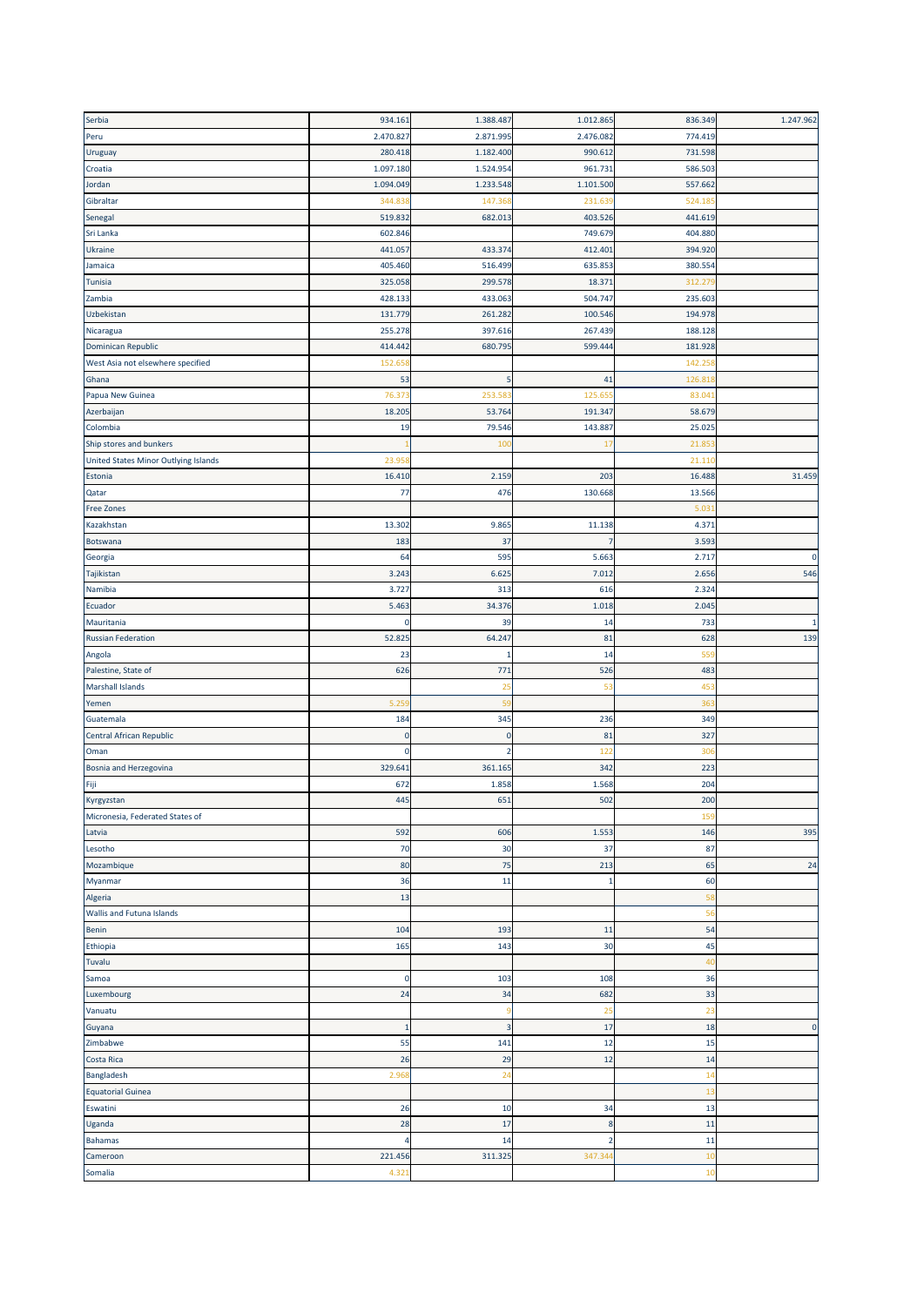| | | | | | |
|---|---|---|---|---|---|
| Serbia | 934.161 | 1.388.487 | 1.012.865 | 836.349 | 1.247.962 |
| Peru | 2.470.827 | 2.871.995 | 2.476.082 | 774.419 | |
| Uruguay | 280.418 | 1.182.400 | 990.612 | 731.598 | |
| Croatia | 1.097.180 | 1.524.954 | 961.731 | 586.503 | |
| Jordan | 1.094.049 | 1.233.548 | 1.101.500 | 557.662 | |
| Gibraltar | 344.838 | 147.368 | 231.639 | 524.185 | |
| Senegal | 519.832 | 682.013 | 403.526 | 441.619 | |
| Sri Lanka | 602.846 | | 749.679 | 404.880 | |
| Ukraine | 441.057 | 433.374 | 412.401 | 394.920 | |
| Jamaica | 405.460 | 516.499 | 635.853 | 380.554 | |
| Tunisia | 325.058 | 299.578 | 18.371 | 312.279 | |
| Zambia | 428.133 | 433.063 | 504.747 | 235.603 | |
| Uzbekistan | 131.779 | 261.282 | 100.546 | 194.978 | |
| Nicaragua | 255.278 | 397.616 | 267.439 | 188.128 | |
| Dominican Republic | 414.442 | 680.795 | 599.444 | 181.928 | |
| West Asia not elsewhere specified | 152.658 | | | 142.258 | |
| Ghana | 53 | 5 | 41 | 126.818 | |
| Papua New Guinea | 76.373 | 253.583 | 125.655 | 83.041 | |
| Azerbaijan | 18.205 | 53.764 | 191.347 | 58.679 | |
| Colombia | 19 | 79.546 | 143.887 | 25.025 | |
| Ship stores and bunkers | 1 | 100 | 17 | 21.853 | |
| United States Minor Outlying Islands | 23.958 | | | 21.110 | |
| Estonia | 16.410 | 2.159 | 203 | 16.488 | 31.459 |
| Qatar | 77 | 476 | 130.668 | 13.566 | |
| Free Zones | | | | 5.031 | |
| Kazakhstan | 13.302 | 9.865 | 11.138 | 4.371 | |
| Botswana | 183 | 37 | 7 | 3.593 | |
| Georgia | 64 | 595 | 5.663 | 2.717 | 0 |
| Tajikistan | 3.243 | 6.625 | 7.012 | 2.656 | 546 |
| Namibia | 3.727 | 313 | 616 | 2.324 | |
| Ecuador | 5.463 | 34.376 | 1.018 | 2.045 | |
| Mauritania | 0 | 39 | 14 | 733 | 1 |
| Russian Federation | 52.825 | 64.247 | 81 | 628 | 139 |
| Angola | 23 | 1 | 14 | 559 | |
| Palestine, State of | 626 | 771 | 526 | 483 | |
| Marshall Islands | | 25 | 53 | 453 | |
| Yemen | 5.259 | 59 | | 363 | |
| Guatemala | 184 | 345 | 236 | 349 | |
| Central African Republic | 0 | 0 | 81 | 327 | |
| Oman | 0 | 2 | 122 | 306 | |
| Bosnia and Herzegovina | 329.641 | 361.165 | 342 | 223 | |
| Fiji | 672 | 1.858 | 1.568 | 204 | |
| Kyrgyzstan | 445 | 651 | 502 | 200 | |
| Micronesia, Federated States of | | | | 159 | |
| Latvia | 592 | 606 | 1.553 | 146 | 395 |
| Lesotho | 70 | 30 | 37 | 87 | |
| Mozambique | 80 | 75 | 213 | 65 | 24 |
| Myanmar | 36 | 11 | 1 | 60 | |
| Algeria | 13 | | | 58 | |
| Wallis and Futuna Islands | | | | 56 | |
| Benin | 104 | 193 | 11 | 54 | |
| Ethiopia | 165 | 143 | 30 | 45 | |
| Tuvalu | | | | 40 | |
| Samoa | 0 | 103 | 108 | 36 | |
| Luxembourg | 24 | 34 | 682 | 33 | |
| Vanuatu | | 9 | 25 | 23 | |
| Guyana | 1 | 3 | 17 | 18 | 0 |
| Zimbabwe | 55 | 141 | 12 | 15 | |
| Costa Rica | 26 | 29 | 12 | 14 | |
| Bangladesh | 2.968 | 24 | | 14 | |
| Equatorial Guinea | | | | 13 | |
| Eswatini | 26 | 10 | 34 | 13 | |
| Uganda | 28 | 17 | 8 | 11 | |
| Bahamas | 4 | 14 | 2 | 11 | |
| Cameroon | 221.456 | 311.325 | 347.344 | 10 | |
| Somalia | 4.321 | | | 10 | |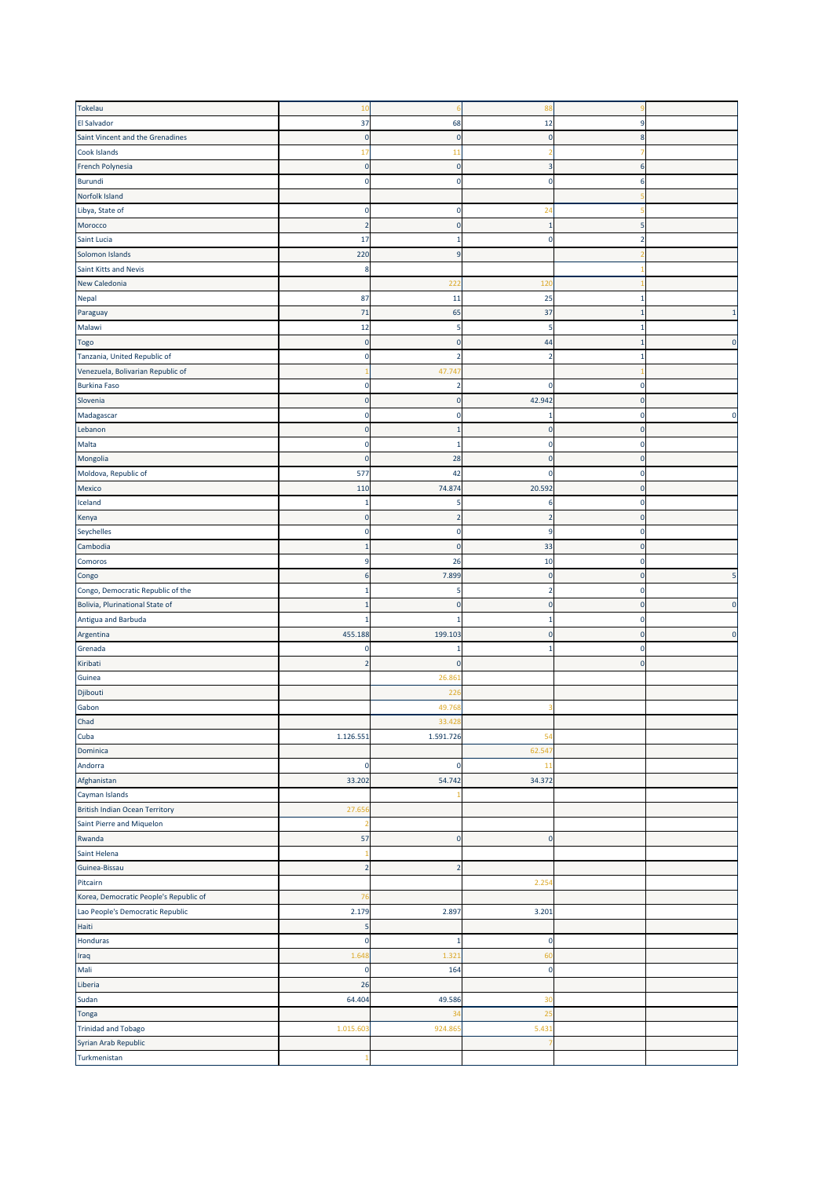| | | | | | |
|---|---|---|---|---|---|
| Tokelau | 10 | 6 | 88 | 9 | |
| El Salvador | 37 | 68 | 12 | 9 | |
| Saint Vincent and the Grenadines | 0 | 0 | 0 | 8 | |
| Cook Islands | 17 | 11 | 2 | 7 | |
| French Polynesia | 0 | 0 | 3 | 6 | |
| Burundi | 0 | 0 | 0 | 6 | |
| Norfolk Island | | | | 5 | |
| Libya, State of | 0 | 0 | 24 | 5 | |
| Morocco | 2 | 0 | 1 | 5 | |
| Saint Lucia | 17 | 1 | 0 | 2 | |
| Solomon Islands | 220 | 9 | | 2 | |
| Saint Kitts and Nevis | 8 | | | 1 | |
| New Caledonia | | 222 | 120 | 1 | |
| Nepal | 87 | 11 | 25 | 1 | |
| Paraguay | 71 | 65 | 37 | 1 | 1 |
| Malawi | 12 | 5 | 5 | 1 | |
| Togo | 0 | 0 | 44 | 1 | 0 |
| Tanzania, United Republic of | 0 | 2 | 2 | 1 | |
| Venezuela, Bolivarian Republic of | 1 | 47.747 | | 1 | |
| Burkina Faso | 0 | 2 | 0 | 0 | |
| Slovenia | 0 | 0 | 42.942 | 0 | |
| Madagascar | 0 | 0 | 1 | 0 | 0 |
| Lebanon | 0 | 1 | 0 | 0 | |
| Malta | 0 | 1 | 0 | 0 | |
| Mongolia | 0 | 28 | 0 | 0 | |
| Moldova, Republic of | 577 | 42 | 0 | 0 | |
| Mexico | 110 | 74.874 | 20.592 | 0 | |
| Iceland | 1 | 5 | 6 | 0 | |
| Kenya | 0 | 2 | 2 | 0 | |
| Seychelles | 0 | 0 | 9 | 0 | |
| Cambodia | 1 | 0 | 33 | 0 | |
| Comoros | 9 | 26 | 10 | 0 | |
| Congo | 6 | 7.899 | 0 | 0 | 5 |
| Congo, Democratic Republic of the | 1 | 5 | 2 | 0 | |
| Bolivia, Plurinational State of | 1 | 0 | 0 | 0 | 0 |
| Antigua and Barbuda | 1 | 1 | 1 | 0 | |
| Argentina | 455.188 | 199.103 | 0 | 0 | 0 |
| Grenada | 0 | 1 | 1 | 0 | |
| Kiribati | 2 | 0 | | 0 | |
| Guinea | | 26.861 | | | |
| Djibouti | | 226 | | | |
| Gabon | | 49.768 | 3 | | |
| Chad | | 33.428 | | | |
| Cuba | 1.126.551 | 1.591.726 | 54 | | |
| Dominica | | | 62.547 | | |
| Andorra | 0 | 0 | 11 | | |
| Afghanistan | 33.202 | 54.742 | 34.372 | | |
| Cayman Islands | | 1 | | | |
| British Indian Ocean Territory | 27.656 | | | | |
| Saint Pierre and Miquelon | 2 | | | | |
| Rwanda | 57 | 0 | 0 | | |
| Saint Helena | 1 | | | | |
| Guinea-Bissau | 2 | 2 | | | |
| Pitcairn | | | 2.254 | | |
| Korea, Democratic People's Republic of | 76 | | | | |
| Lao People's Democratic Republic | 2.179 | 2.897 | 3.201 | | |
| Haiti | 5 | | | | |
| Honduras | 0 | 1 | 0 | | |
| Iraq | 1.648 | 1.321 | 60 | | |
| Mali | 0 | 164 | 0 | | |
| Liberia | 26 | | | | |
| Sudan | 64.404 | 49.586 | 30 | | |
| Tonga | | 34 | 25 | | |
| Trinidad and Tobago | 1.015.603 | 924.865 | 5.431 | | |
| Syrian Arab Republic | | | 7 | | |
| Turkmenistan | 1 | | | | |